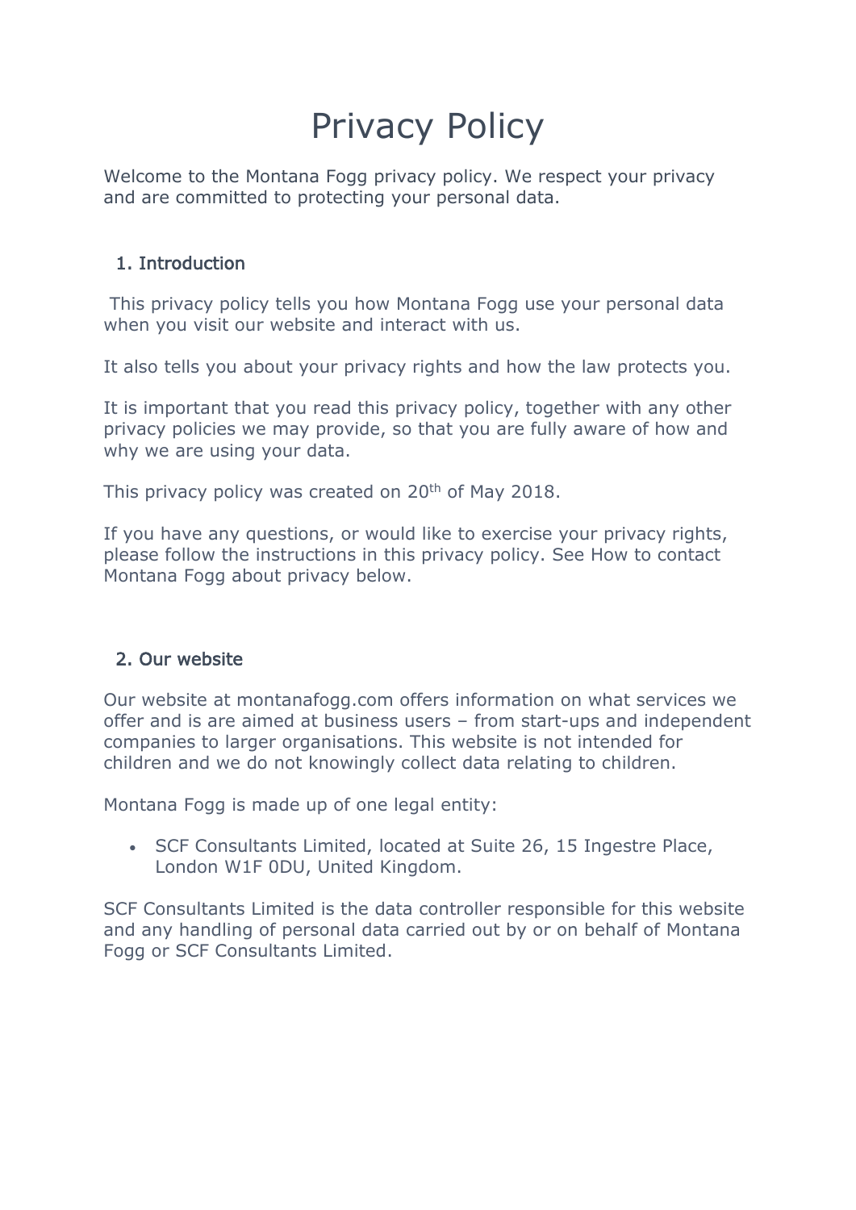# Privacy Policy

Welcome to the Montana Fogg privacy policy. We respect your privacy and are committed to protecting your personal data.

## 1. Introduction

This privacy policy tells you how Montana Fogg use your personal data when you visit our website and interact with us.

It also tells you about your privacy rights and how the law protects you.

It is important that you read this privacy policy, together with any other privacy policies we may provide, so that you are fully aware of how and why we are using your data.

This privacy policy was created on 20th of May 2018.

If you have any questions, or would like to exercise your privacy rights, please follow the instructions in this privacy policy. See How to contact Montana Fogg about privacy below.

## 2. Our website

Our website at montanafogg.com offers information on what services we offer and is are aimed at business users – from start-ups and independent companies to larger organisations. This website is not intended for children and we do not knowingly collect data relating to children.

Montana Fogg is made up of one legal entity:

- SCF Consultants Limited, located at Suite 26, 15 Ingestre Place, London W1F 0DU, United Kingdom.

SCF Consultants Limited is the data controller responsible for this website and any handling of personal data carried out by or on behalf of Montana Fogg or SCF Consultants Limited.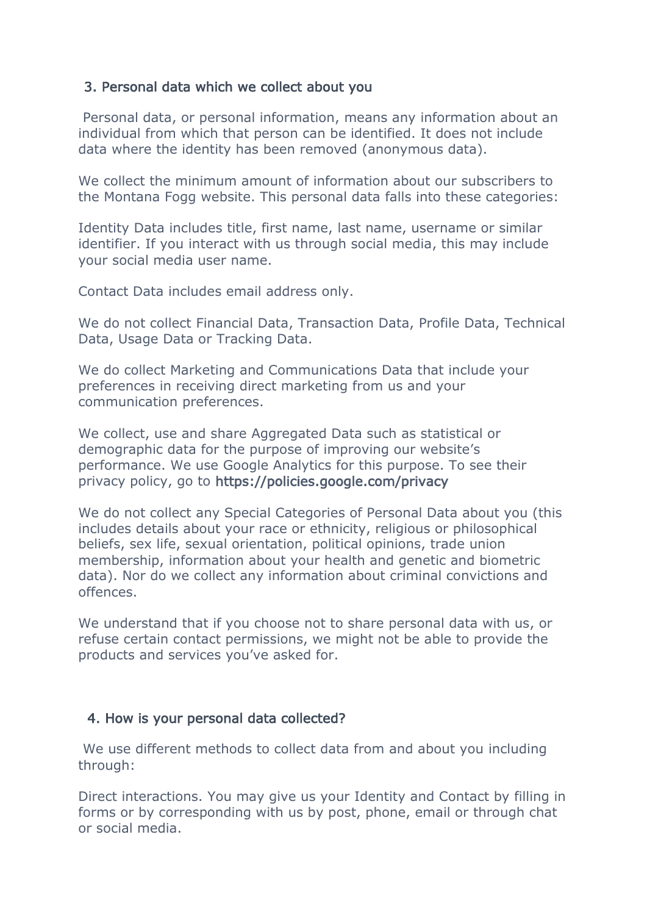## 3. Personal data which we collect about you

Personal data, or personal information, means any information about an individual from which that person can be identified. It does not include data where the identity has been removed (anonymous data).

We collect the minimum amount of information about our subscribers to the Montana Fogg website. This personal data falls into these categories:

Identity Data includes title, first name, last name, username or similar identifier. If you interact with us through social media, this may include your social media user name.

Contact Data includes email address only.

We do not collect Financial Data, Transaction Data, Profile Data, Technical Data, Usage Data or Tracking Data.

We do collect Marketing and Communications Data that include your preferences in receiving direct marketing from us and your communication preferences.

We collect, use and share Aggregated Data such as statistical or demographic data for the purpose of improving our website's performance. We use Google Analytics for this purpose. To see their privacy policy, go to https://policies.google.com/privacy

We do not collect any Special Categories of Personal Data about you (this includes details about your race or ethnicity, religious or philosophical beliefs, sex life, sexual orientation, political opinions, trade union membership, information about your health and genetic and biometric data). Nor do we collect any information about criminal convictions and offences.

We understand that if you choose not to share personal data with us, or refuse certain contact permissions, we might not be able to provide the products and services you've asked for.

## 4. How is your personal data collected?

We use different methods to collect data from and about you including through:

Direct interactions. You may give us your Identity and Contact by filling in forms or by corresponding with us by post, phone, email or through chat or social media.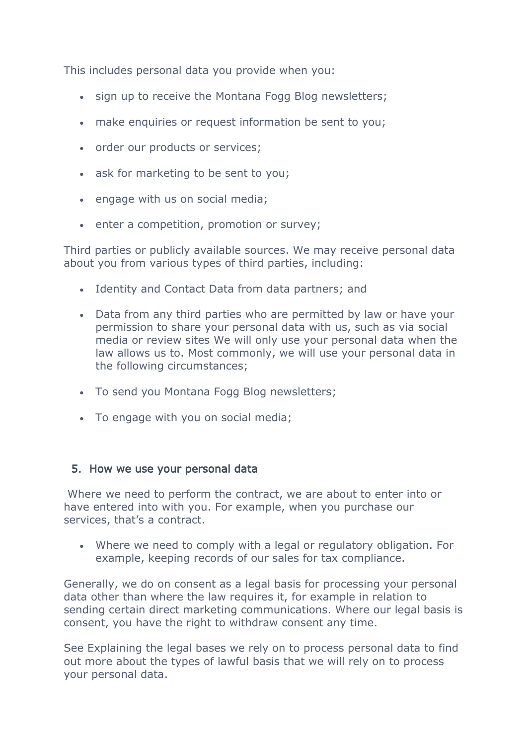This includes personal data you provide when you:

- sign up to receive the Montana Fogg Blog newsletters;
- make enquiries or request information be sent to you;
- order our products or services;
- ask for marketing to be sent to you;
- engage with us on social media;
- enter a competition, promotion or survey;

Third parties or publicly available sources. We may receive personal data about you from various types of third parties, including:

- Identity and Contact Data from data partners; and
- Data from any third parties who are permitted by law or have your permission to share your personal data with us, such as via social media or review sites We will only use your personal data when the law allows us to. Most commonly, we will use your personal data in the following circumstances;
- To send you Montana Fogg Blog newsletters;
- To engage with you on social media;

## 5. How we use your personal data

Where we need to perform the contract, we are about to enter into or have entered into with you. For example, when you purchase our services, that's a contract.

- Where we need to comply with a legal or regulatory obligation. For example, keeping records of our sales for tax compliance.

Generally, we do on consent as a legal basis for processing your personal data other than where the law requires it, for example in relation to sending certain direct marketing communications. Where our legal basis is consent, you have the right to withdraw consent any time.

See Explaining the legal bases we rely on to process personal data to find out more about the types of lawful basis that we will rely on to process your personal data.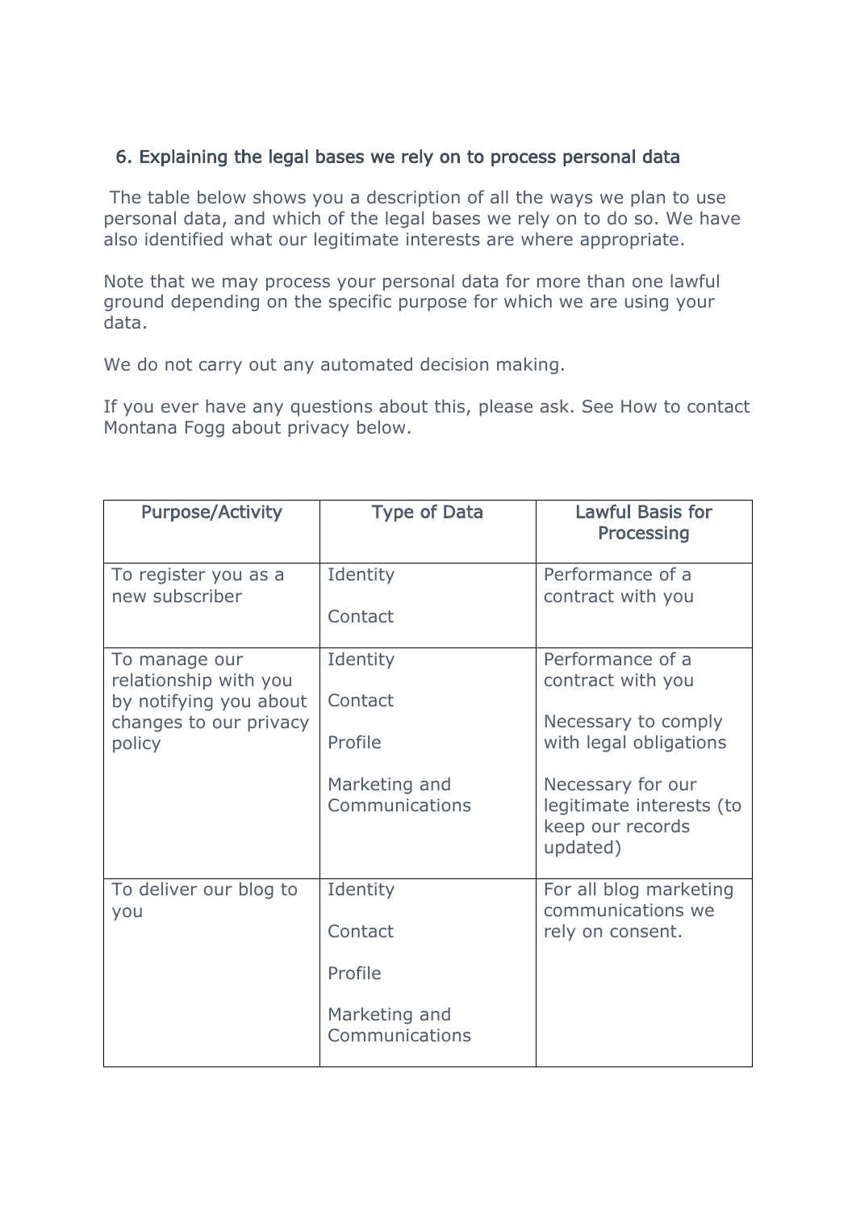## 6. Explaining the legal bases we rely on to process personal data

The table below shows you a description of all the ways we plan to use personal data, and which of the legal bases we rely on to do so. We have also identified what our legitimate interests are where appropriate.

Note that we may process your personal data for more than one lawful ground depending on the specific purpose for which we are using your data.

We do not carry out any automated decision making.

If you ever have any questions about this, please ask. See How to contact Montana Fogg about privacy below.

| Purpose/Activity | Type of Data | Lawful Basis for Processing |
|---|---|---|
| To register you as a new subscriber | Identity<br><br>Contact | Performance of a contract with you |
| To manage our relationship with you by notifying you about changes to our privacy policy | Identity<br><br>Contact<br><br>Profile<br><br>Marketing and Communications | Performance of a contract with you<br><br>Necessary to comply with legal obligations<br><br>Necessary for our legitimate interests (to keep our records updated) |
| To deliver our blog to you | Identity<br><br>Contact<br><br>Profile<br><br>Marketing and Communications | For all blog marketing communications we rely on consent. |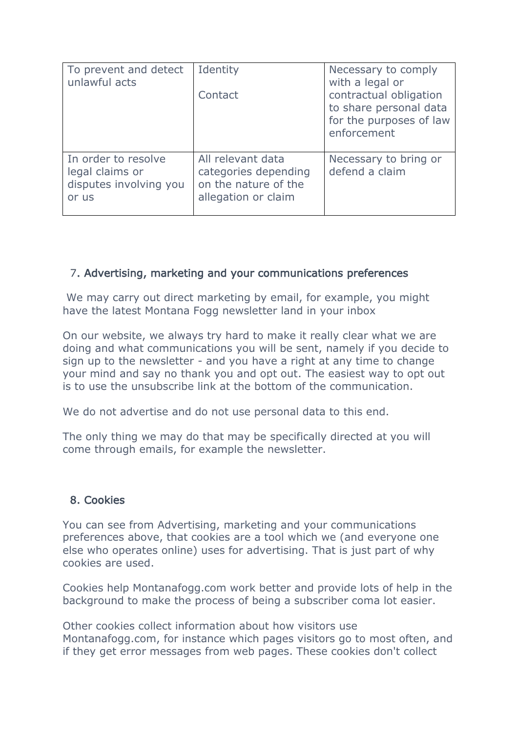| To prevent and detect unlawful acts | Identity<br><br>Contact | Necessary to comply with a legal or contractual obligation to share personal data for the purposes of law enforcement |
|---|---|---|
| In order to resolve legal claims or disputes involving you or us | All relevant data categories depending on the nature of the allegation or claim | Necessary to bring or defend a claim |

## 7. Advertising, marketing and your communications preferences

We may carry out direct marketing by email, for example, you might have the latest Montana Fogg newsletter land in your inbox

On our website, we always try hard to make it really clear what we are doing and what communications you will be sent, namely if you decide to sign up to the newsletter - and you have a right at any time to change your mind and say no thank you and opt out. The easiest way to opt out is to use the unsubscribe link at the bottom of the communication.

We do not advertise and do not use personal data to this end.

The only thing we may do that may be specifically directed at you will come through emails, for example the newsletter.

## 8. Cookies

You can see from Advertising, marketing and your communications preferences above, that cookies are a tool which we (and everyone one else who operates online) uses for advertising. That is just part of why cookies are used.

Cookies help Montanafogg.com work better and provide lots of help in the background to make the process of being a subscriber coma lot easier.

Other cookies collect information about how visitors use Montanafogg.com, for instance which pages visitors go to most often, and if they get error messages from web pages. These cookies don't collect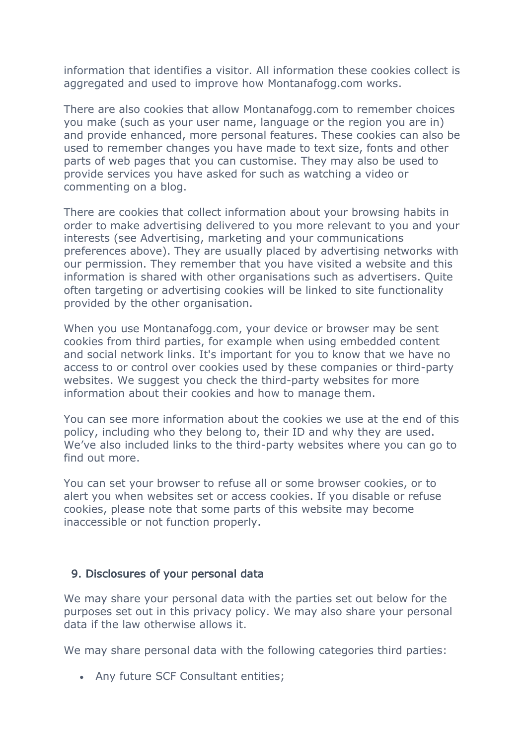information that identifies a visitor. All information these cookies collect is aggregated and used to improve how Montanafogg.com works.

There are also cookies that allow Montanafogg.com to remember choices you make (such as your user name, language or the region you are in) and provide enhanced, more personal features. These cookies can also be used to remember changes you have made to text size, fonts and other parts of web pages that you can customise. They may also be used to provide services you have asked for such as watching a video or commenting on a blog.

There are cookies that collect information about your browsing habits in order to make advertising delivered to you more relevant to you and your interests (see Advertising, marketing and your communications preferences above). They are usually placed by advertising networks with our permission. They remember that you have visited a website and this information is shared with other organisations such as advertisers. Quite often targeting or advertising cookies will be linked to site functionality provided by the other organisation.

When you use Montanafogg.com, your device or browser may be sent cookies from third parties, for example when using embedded content and social network links. It's important for you to know that we have no access to or control over cookies used by these companies or third-party websites. We suggest you check the third-party websites for more information about their cookies and how to manage them.

You can see more information about the cookies we use at the end of this policy, including who they belong to, their ID and why they are used. We've also included links to the third-party websites where you can go to find out more.

You can set your browser to refuse all or some browser cookies, or to alert you when websites set or access cookies. If you disable or refuse cookies, please note that some parts of this website may become inaccessible or not function properly.

## 9. Disclosures of your personal data

We may share your personal data with the parties set out below for the purposes set out in this privacy policy. We may also share your personal data if the law otherwise allows it.

We may share personal data with the following categories third parties:

- Any future SCF Consultant entities;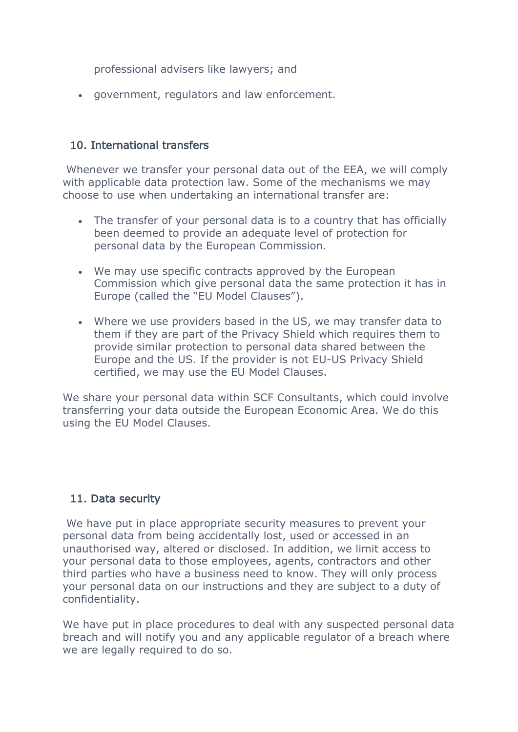professional advisers like lawyers; and

- government, regulators and law enforcement.

## 10. International transfers

Whenever we transfer your personal data out of the EEA, we will comply with applicable data protection law. Some of the mechanisms we may choose to use when undertaking an international transfer are:

- The transfer of your personal data is to a country that has officially been deemed to provide an adequate level of protection for personal data by the European Commission.
- We may use specific contracts approved by the European Commission which give personal data the same protection it has in Europe (called the "EU Model Clauses").
- Where we use providers based in the US, we may transfer data to them if they are part of the Privacy Shield which requires them to provide similar protection to personal data shared between the Europe and the US. If the provider is not EU-US Privacy Shield certified, we may use the EU Model Clauses.

We share your personal data within SCF Consultants, which could involve transferring your data outside the European Economic Area. We do this using the EU Model Clauses.

## 11. Data security

We have put in place appropriate security measures to prevent your personal data from being accidentally lost, used or accessed in an unauthorised way, altered or disclosed. In addition, we limit access to your personal data to those employees, agents, contractors and other third parties who have a business need to know. They will only process your personal data on our instructions and they are subject to a duty of confidentiality.

We have put in place procedures to deal with any suspected personal data breach and will notify you and any applicable regulator of a breach where we are legally required to do so.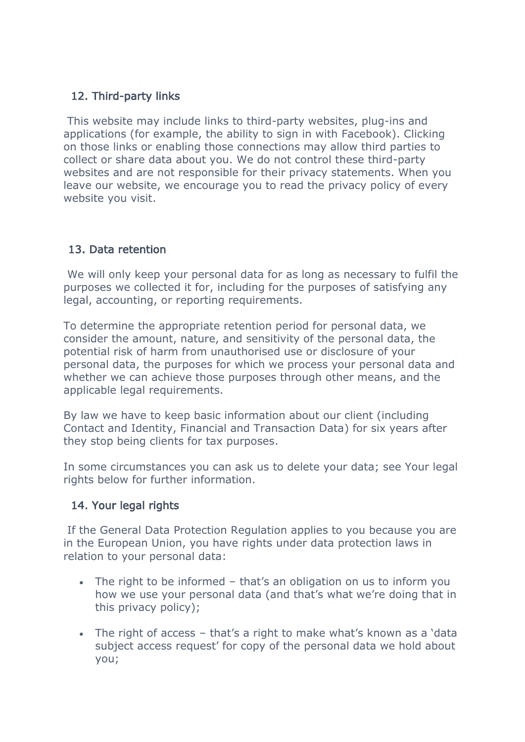## 12. Third-party links

This website may include links to third-party websites, plug-ins and applications (for example, the ability to sign in with Facebook). Clicking on those links or enabling those connections may allow third parties to collect or share data about you. We do not control these third-party websites and are not responsible for their privacy statements. When you leave our website, we encourage you to read the privacy policy of every website you visit.

## 13. Data retention

We will only keep your personal data for as long as necessary to fulfil the purposes we collected it for, including for the purposes of satisfying any legal, accounting, or reporting requirements.

To determine the appropriate retention period for personal data, we consider the amount, nature, and sensitivity of the personal data, the potential risk of harm from unauthorised use or disclosure of your personal data, the purposes for which we process your personal data and whether we can achieve those purposes through other means, and the applicable legal requirements.

By law we have to keep basic information about our client (including Contact and Identity, Financial and Transaction Data) for six years after they stop being clients for tax purposes.

In some circumstances you can ask us to delete your data; see Your legal rights below for further information.

## 14. Your legal rights

If the General Data Protection Regulation applies to you because you are in the European Union, you have rights under data protection laws in relation to your personal data:

- The right to be informed – that's an obligation on us to inform you how we use your personal data (and that's what we're doing that in this privacy policy);
- The right of access – that's a right to make what's known as a 'data subject access request' for copy of the personal data we hold about you;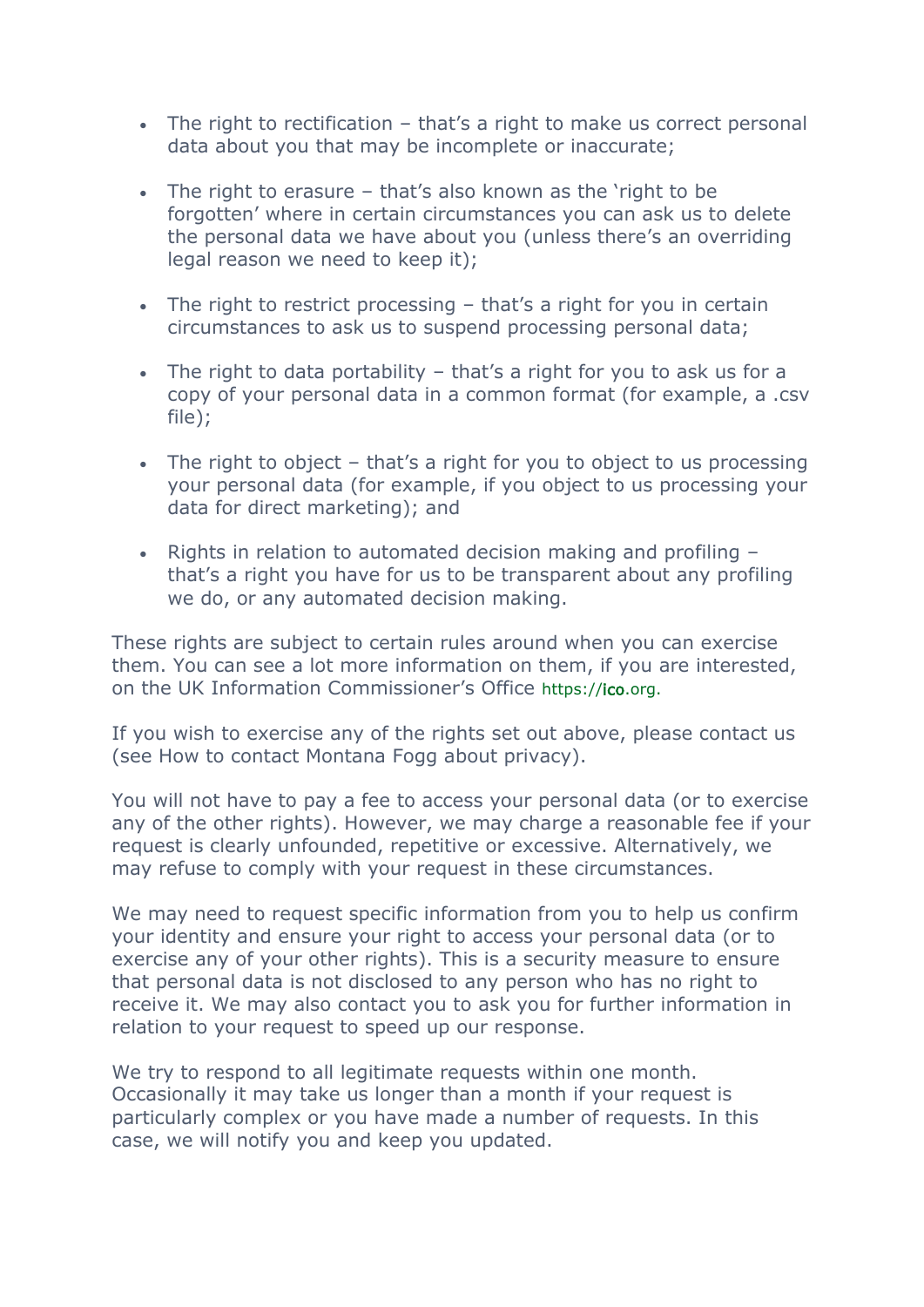- The right to rectification – that's a right to make us correct personal data about you that may be incomplete or inaccurate;
- The right to erasure – that's also known as the 'right to be forgotten' where in certain circumstances you can ask us to delete the personal data we have about you (unless there's an overriding legal reason we need to keep it);
- The right to restrict processing – that's a right for you in certain circumstances to ask us to suspend processing personal data;
- The right to data portability – that's a right for you to ask us for a copy of your personal data in a common format (for example, a .csv file);
- The right to object – that's a right for you to object to us processing your personal data (for example, if you object to us processing your data for direct marketing); and
- Rights in relation to automated decision making and profiling – that's a right you have for us to be transparent about any profiling we do, or any automated decision making.

These rights are subject to certain rules around when you can exercise them. You can see a lot more information on them, if you are interested, on the UK Information Commissioner's Office https://ico.org.

If you wish to exercise any of the rights set out above, please contact us (see How to contact Montana Fogg about privacy).

You will not have to pay a fee to access your personal data (or to exercise any of the other rights). However, we may charge a reasonable fee if your request is clearly unfounded, repetitive or excessive. Alternatively, we may refuse to comply with your request in these circumstances.

We may need to request specific information from you to help us confirm your identity and ensure your right to access your personal data (or to exercise any of your other rights). This is a security measure to ensure that personal data is not disclosed to any person who has no right to receive it. We may also contact you to ask you for further information in relation to your request to speed up our response.

We try to respond to all legitimate requests within one month. Occasionally it may take us longer than a month if your request is particularly complex or you have made a number of requests. In this case, we will notify you and keep you updated.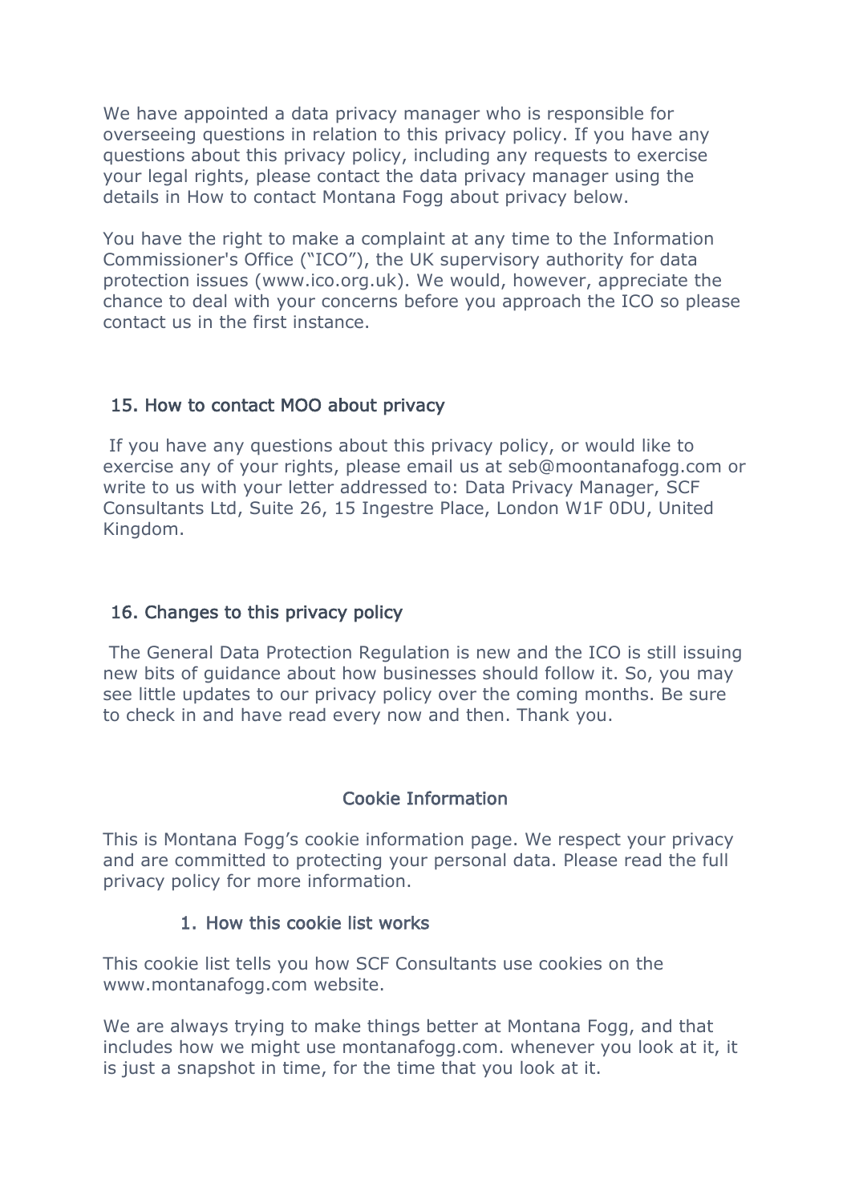We have appointed a data privacy manager who is responsible for overseeing questions in relation to this privacy policy. If you have any questions about this privacy policy, including any requests to exercise your legal rights, please contact the data privacy manager using the details in How to contact Montana Fogg about privacy below.

You have the right to make a complaint at any time to the Information Commissioner's Office ("ICO"), the UK supervisory authority for data protection issues (www.ico.org.uk). We would, however, appreciate the chance to deal with your concerns before you approach the ICO so please contact us in the first instance.

## 15. How to contact MOO about privacy

If you have any questions about this privacy policy, or would like to exercise any of your rights, please email us at seb@moontanafogg.com or write to us with your letter addressed to: Data Privacy Manager, SCF Consultants Ltd, Suite 26, 15 Ingestre Place, London W1F 0DU, United Kingdom.

## 16. Changes to this privacy policy

The General Data Protection Regulation is new and the ICO is still issuing new bits of guidance about how businesses should follow it. So, you may see little updates to our privacy policy over the coming months. Be sure to check in and have read every now and then. Thank you.

# Cookie Information

This is Montana Fogg's cookie information page. We respect your privacy and are committed to protecting your personal data. Please read the full privacy policy for more information.

## 1. How this cookie list works

This cookie list tells you how SCF Consultants use cookies on the www.montanafogg.com website.

We are always trying to make things better at Montana Fogg, and that includes how we might use montanafogg.com. whenever you look at it, it is just a snapshot in time, for the time that you look at it.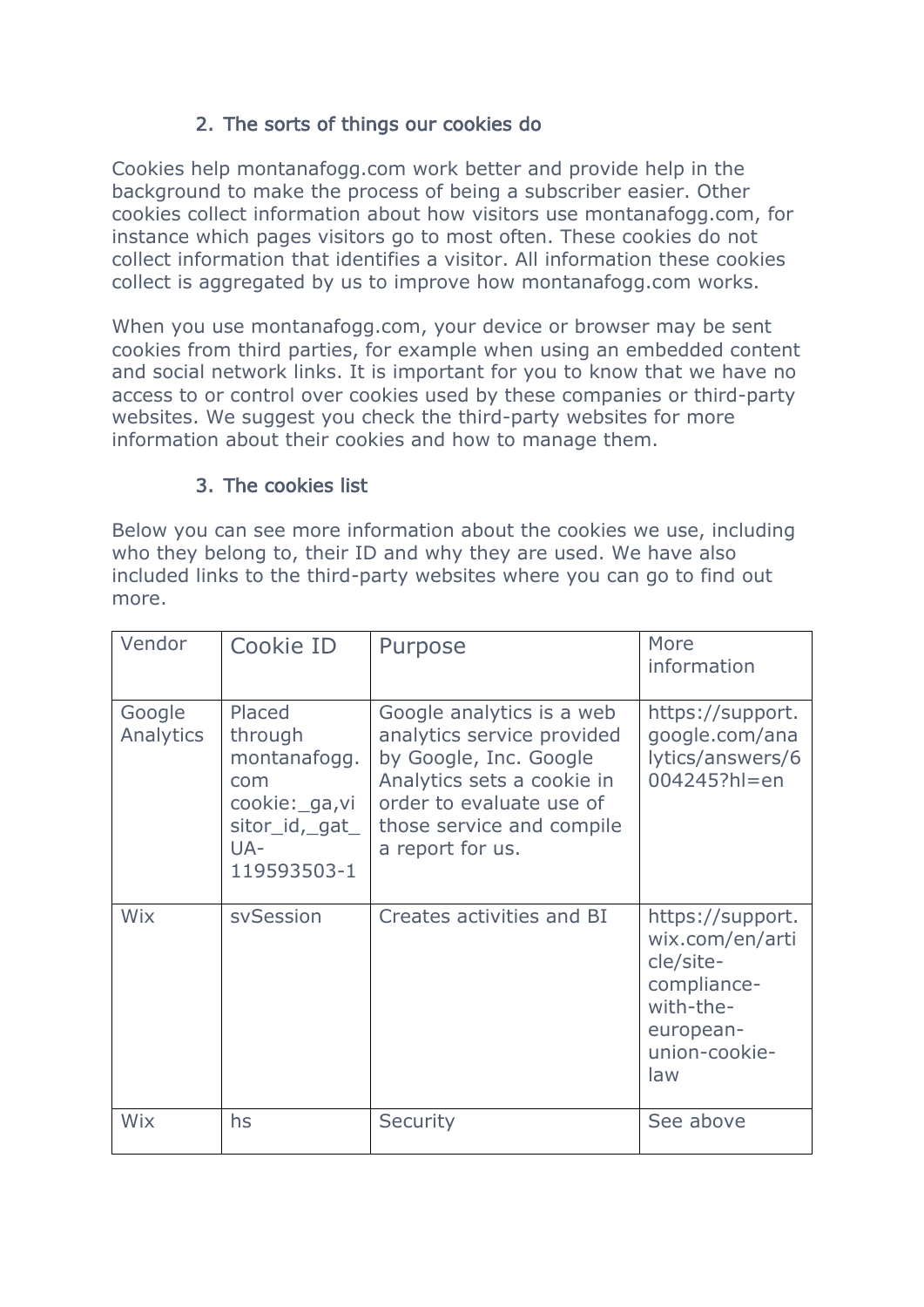## 2. The sorts of things our cookies do

Cookies help montanafogg.com work better and provide help in the background to make the process of being a subscriber easier. Other cookies collect information about how visitors use montanafogg.com, for instance which pages visitors go to most often. These cookies do not collect information that identifies a visitor. All information these cookies collect is aggregated by us to improve how montanafogg.com works.

When you use montanafogg.com, your device or browser may be sent cookies from third parties, for example when using an embedded content and social network links. It is important for you to know that we have no access to or control over cookies used by these companies or third-party websites. We suggest you check the third-party websites for more information about their cookies and how to manage them.

## 3. The cookies list

Below you can see more information about the cookies we use, including who they belong to, their ID and why they are used. We have also included links to the third-party websites where you can go to find out more.

| Vendor | Cookie ID | Purpose | More information |
|---|---|---|---|
| Google Analytics | Placed through montanafogg.com cookie:_ga,visitor_id,_gat_UA-119593503-1 | Google analytics is a web analytics service provided by Google, Inc. Google Analytics sets a cookie in order to evaluate use of those service and compile a report for us. | https://support.google.com/analytics/answers/6004245?hl=en |
| Wix | svSession | Creates activities and BI | https://support.wix.com/en/article/site-compliance-with-the-european-union-cookie-law |
| Wix | hs | Security | See above |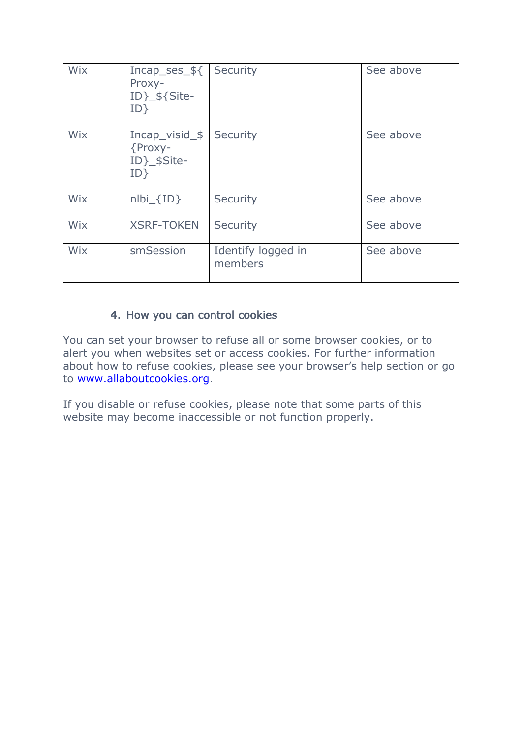| | | | |
|---|---|---|---|
| Wix | Incap_ses_${Proxy-ID}_${Site-ID} | Security | See above |
| Wix | Incap_visid_${Proxy-ID}_$Site-ID} | Security | See above |
| Wix | nlbi_{ID} | Security | See above |
| Wix | XSRF-TOKEN | Security | See above |
| Wix | smSession | Identify logged in members | See above |

## 4. How you can control cookies

You can set your browser to refuse all or some browser cookies, or to alert you when websites set or access cookies. For further information about how to refuse cookies, please see your browser's help section or go to www.allaboutcookies.org.

If you disable or refuse cookies, please note that some parts of this website may become inaccessible or not function properly.